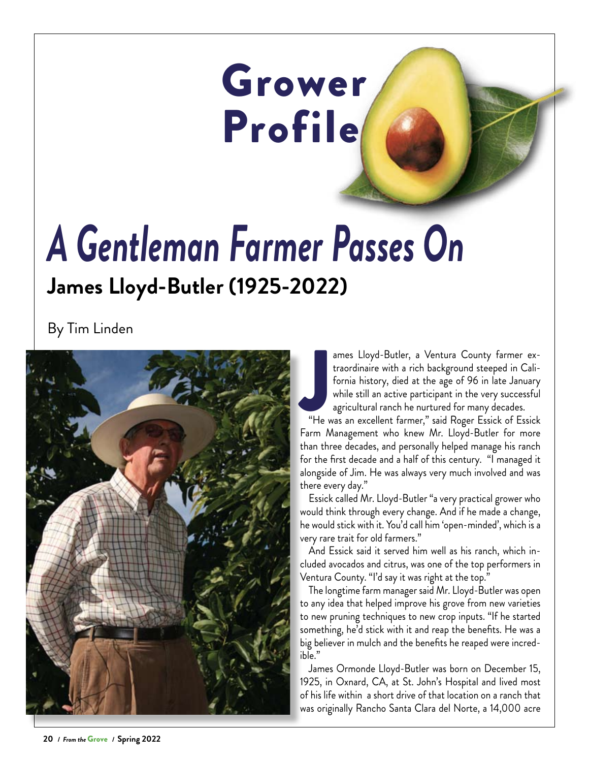# Grower Profile

# A Gentleman Farmer Passes On

## James Lloyd-Butler (1925-2022)

By Tim Linden

James Lloyd-Butler, a Ventura County farmer extraordinaire with a rich background steeped in California history, died at the age of 96 in late January while still an active participant in the very successful agricultural ranch he nurtured for many decades.

"He was an excellent farmer," said Roger Essick of Essick Farm Management who knew Mr. Lloyd-Butler for more than three decades, and personally helped manage his ranch for the first decade and a half of this century. "I managed it alongside of Jim. He was always very much involved and was there every day."

Essick called Mr. Lloyd-Butler "a very practical grower who would think through every change. And if he made a change, he would stick with it. You'd call him 'open-minded', which is a very rare trait for old farmers."

And Essick said it served him well as his ranch, which included avocados and citrus, was one of the top performers in Ventura County. "I'd say it was right at the top."

The longtime farm manager said Mr. Lloyd-Butler was open to any idea that helped improve his grove from new varieties to new pruning techniques to new crop inputs. "If he started something, he'd stick with it and reap the benefits. He was a big believer in mulch and the benefits he reaped were incredible."

James Ormonde Lloyd-Butler was born on December 15, 1925, in Oxnard, CA, at St. John's Hospital and lived most of his life within a short drive of that location on a ranch that was originally Rancho Santa Clara del Norte, a 14,000 acre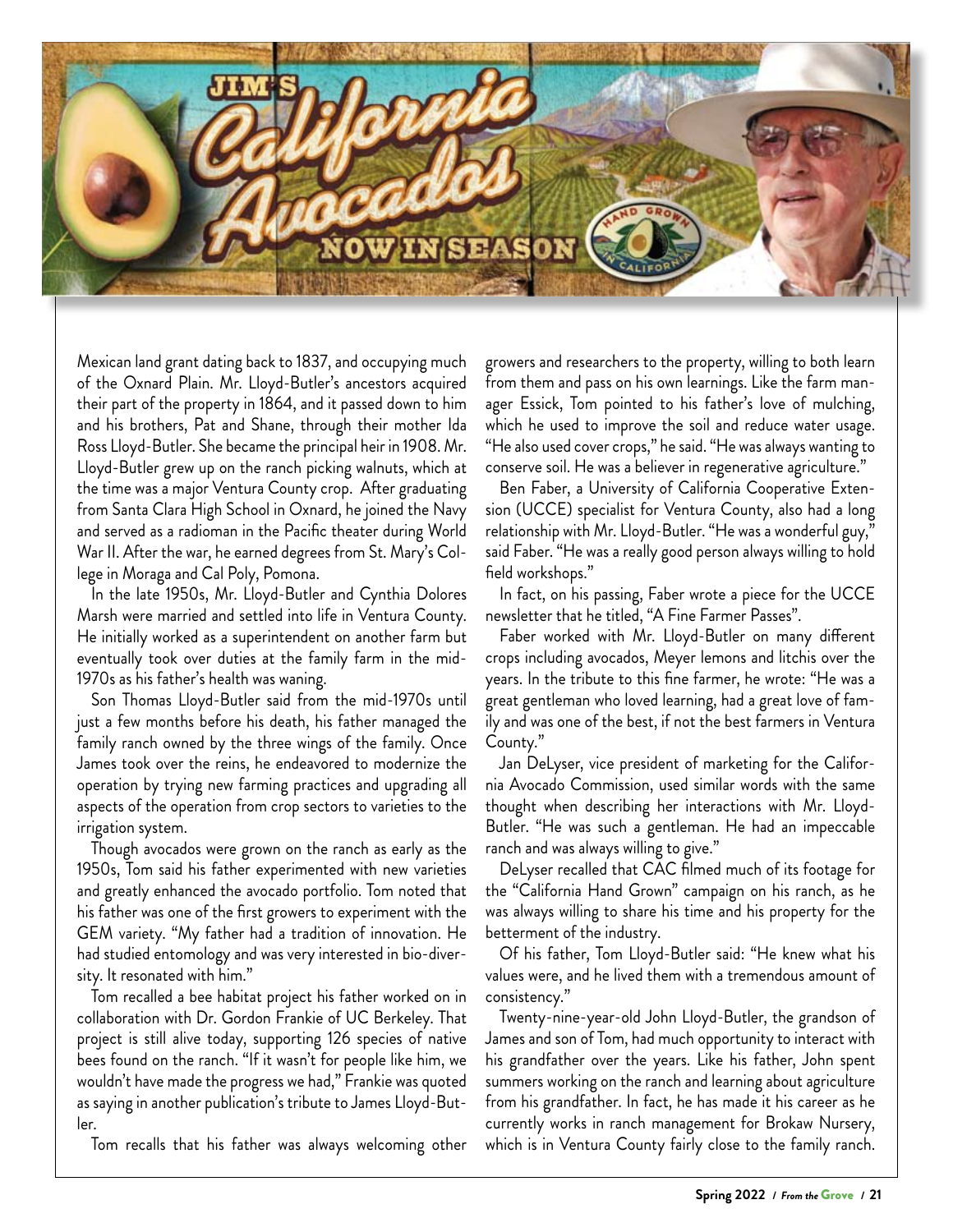Mexican land grant dating back to 1837, and occupying much of the Oxnard Plain. Mr. Lloyd-Butler's ancestors acquired their part of the property in 1864, and it passed down to him and his brothers, Pat and Shane, through their mother Ida Ross Lloyd-Butler. She became the principal heir in 1908. Mr. Lloyd-Butler grew up on the ranch picking walnuts, which at the time was a major Ventura County crop. After graduating from Santa Clara High School in Oxnard, he joined the Navy and served as a radioman in the Pacific theater during World War II. After the war, he earned degrees from St. Mary's College in Moraga and Cal Poly, Pomona.

In the late 1950s, Mr. Lloyd-Butler and Cynthia Dolores Marsh were married and settled into life in Ventura County. He initially worked as a superintendent on another farm but eventually took over duties at the family farm in the mid-1970s as his father's health was waning.

Son Thomas Lloyd-Butler said from the mid-1970s until just a few months before his death, his father managed the family ranch owned by the three wings of the family. Once James took over the reins, he endeavored to modernize the operation by trying new farming practices and upgrading all aspects of the operation from crop sectors to varieties to the irrigation system.

Though avocados were grown on the ranch as early as the 1950s, Tom said his father experimented with new varieties and greatly enhanced the avocado portfolio. Tom noted that his father was one of the first growers to experiment with the GEM variety. "My father had a tradition of innovation. He had studied entomology and was very interested in bio-diversity. It resonated with him."

Tom recalled a bee habitat project his father worked on in collaboration with Dr. Gordon Frankie of UC Berkeley. That project is still alive today, supporting 126 species of native bees found on the ranch. "If it wasn't for people like him, we wouldn't have made the progress we had," Frankie was quoted as saying in another publication's tribute to James Lloyd-Butler.

Tom recalls that his father was always welcoming other growers and researchers to the property, willing to both learn from them and pass on his own learnings. Like the farm manager Essick, Tom pointed to his father's love of mulching, which he used to improve the soil and reduce water usage. "He also used cover crops," he said. "He was always wanting to conserve soil. He was a believer in regenerative agriculture."

Ben Faber, a University of California Cooperative Extension (UCCE) specialist for Ventura County, also had a long relationship with Mr. Lloyd-Butler. "He was a wonderful guy," said Faber. "He was a really good person always willing to hold field workshops."

In fact, on his passing, Faber wrote a piece for the UCCE newsletter that he titled, "A Fine Farmer Passes".

Faber worked with Mr. Lloyd-Butler on many different crops including avocados, Meyer lemons and litchis over the years. In the tribute to this fine farmer, he wrote: "He was a great gentleman who loved learning, had a great love of family and was one of the best, if not the best farmers in Ventura County."

Jan DeLyser, vice president of marketing for the California Avocado Commission, used similar words with the same thought when describing her interactions with Mr. Lloyd-Butler. "He was such a gentleman. He had an impeccable ranch and was always willing to give."

DeLyser recalled that CAC filmed much of its footage for the "California Hand Grown" campaign on his ranch, as he was always willing to share his time and his property for the betterment of the industry.

Of his father, Tom Lloyd-Butler said: "He knew what his values were, and he lived them with a tremendous amount of consistency."

Twenty-nine-year-old John Lloyd-Butler, the grandson of James and son of Tom, had much opportunity to interact with his grandfather over the years. Like his father, John spent summers working on the ranch and learning about agriculture from his grandfather. In fact, he has made it his career as he currently works in ranch management for Brokaw Nursery, which is in Ventura County fairly close to the family ranch.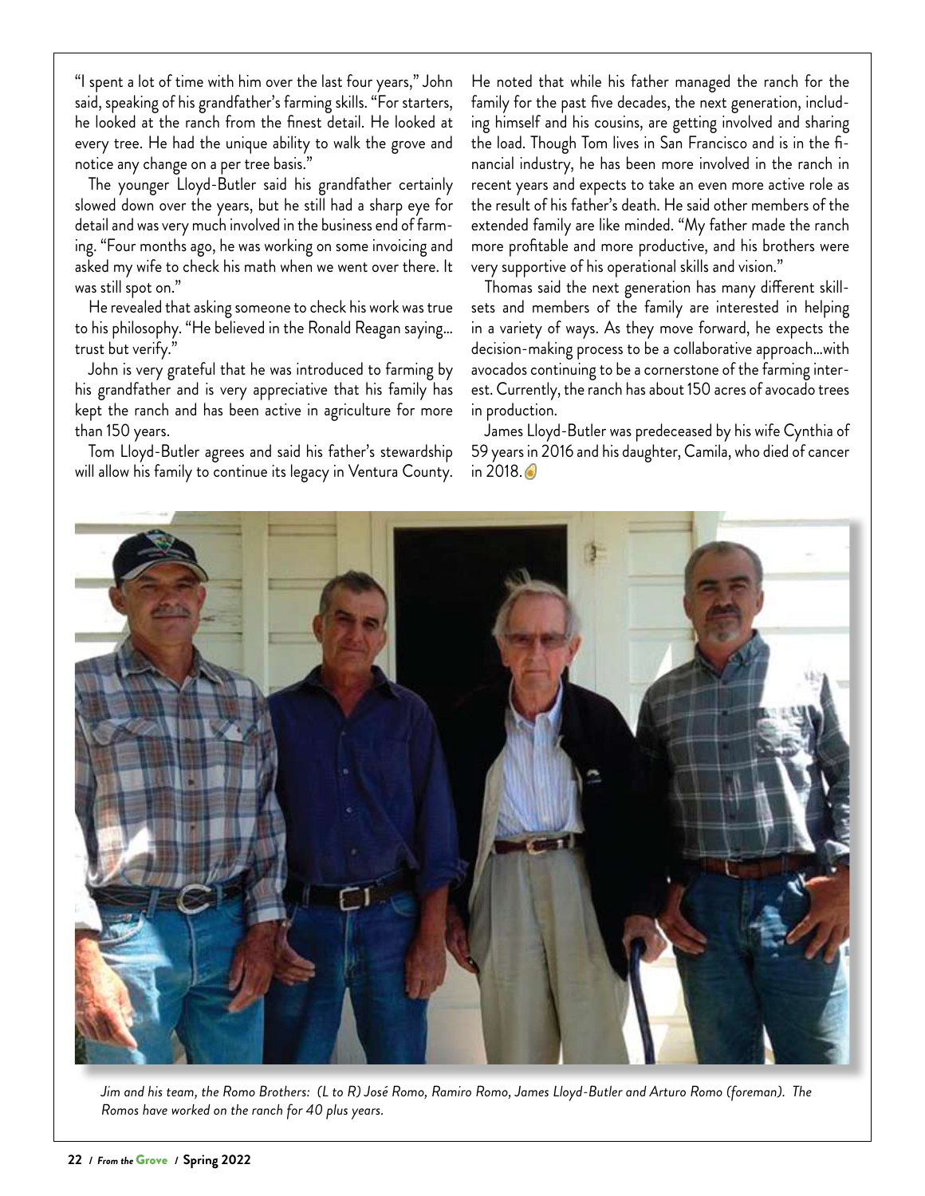"I spent a lot of time with him over the last four years," John said, speaking of his grandfather's farming skills. "For starters, he looked at the ranch from the finest detail. He looked at every tree. He had the unique ability to walk the grove and notice any change on a per tree basis."

The younger Lloyd-Butler said his grandfather certainly slowed down over the years, but he still had a sharp eye for detail and was very much involved in the business end of farming. "Four months ago, he was working on some invoicing and asked my wife to check his math when we went over there. It was still spot on."

He revealed that asking someone to check his work was true to his philosophy. "He believed in the Ronald Reagan saying… trust but verify."

John is very grateful that he was introduced to farming by his grandfather and is very appreciative that his family has kept the ranch and has been active in agriculture for more than 150 years.

Tom Lloyd-Butler agrees and said his father's stewardship will allow his family to continue its legacy in Ventura County. He noted that while his father managed the ranch for the family for the past five decades, the next generation, including himself and his cousins, are getting involved and sharing the load. Though Tom lives in San Francisco and is in the financial industry, he has been more involved in the ranch in recent years and expects to take an even more active role as the result of his father's death. He said other members of the extended family are like minded. "My father made the ranch more profitable and more productive, and his brothers were very supportive of his operational skills and vision."

Thomas said the next generation has many different skillsets and members of the family are interested in helping in a variety of ways. As they move forward, he expects the decision-making process to be a collaborative approach…with avocados continuing to be a cornerstone of the farming interest. Currently, the ranch has about 150 acres of avocado trees in production.

James Lloyd-Butler was predeceased by his wife Cynthia of 59 years in 2016 and his daughter, Camila, who died of cancer in 2018.

*Jim and his team, the Romo Brothers: (L to R) José Romo, Ramiro Romo, James Lloyd-Butler and Arturo Romo (foreman). The Romos have worked on the ranch for 40 plus years.*